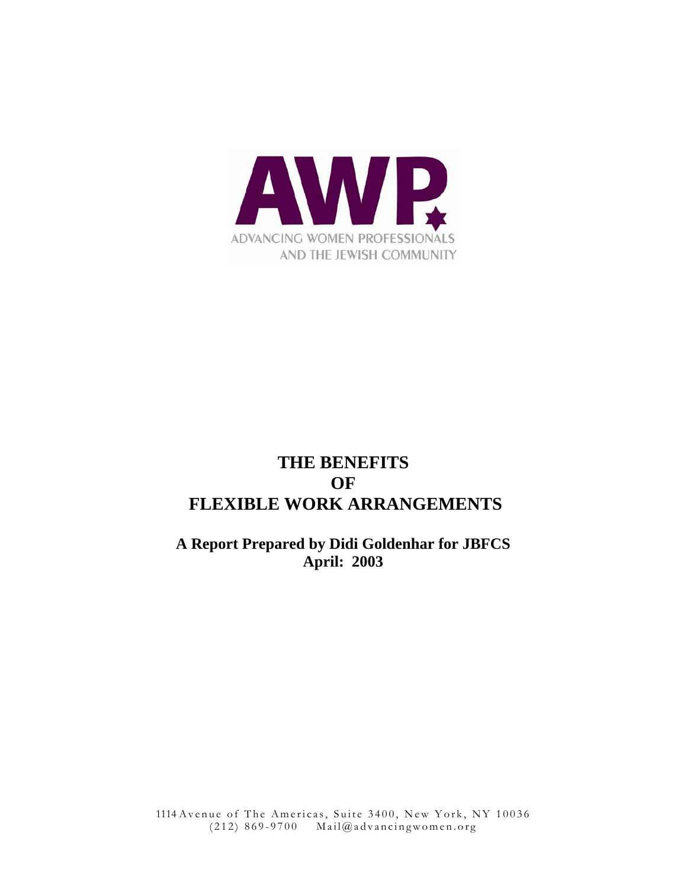AWP

ADVANCING WOMEN PROFESSIONALS
AND THE JEWISH COMMUNITY

# THE BENEFITS OF FLEXIBLE WORK ARRANGEMENTS

**A Report Prepared by Didi Goldenhar for JBFCS**
**April: 2003**

1114 Avenue of The Americas, Suite 3400, New York, NY 10036
(212) 869-9700 Mail@advancingwomen.org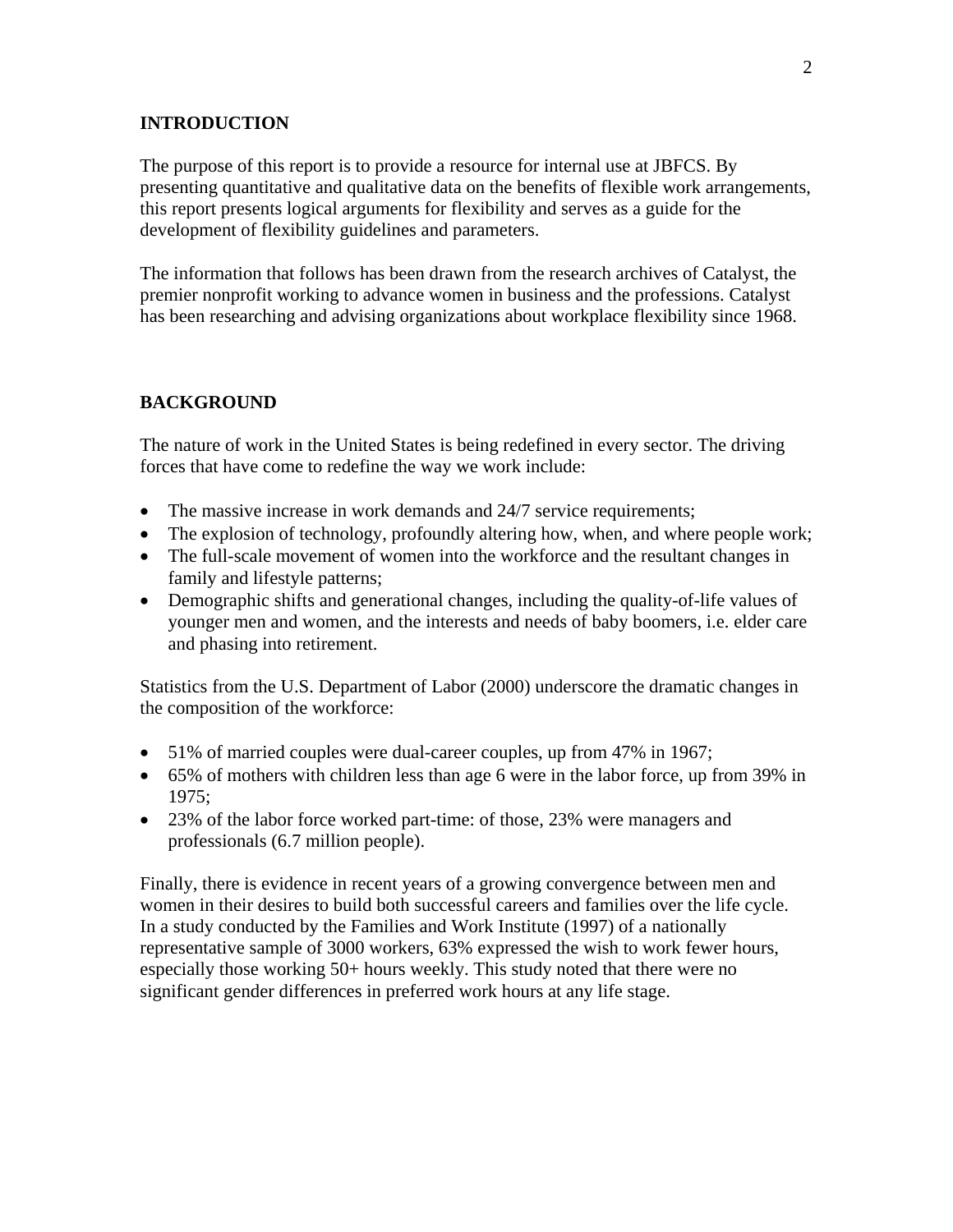## INTRODUCTION

The purpose of this report is to provide a resource for internal use at JBFCS. By presenting quantitative and qualitative data on the benefits of flexible work arrangements, this report presents logical arguments for flexibility and serves as a guide for the development of flexibility guidelines and parameters.

The information that follows has been drawn from the research archives of Catalyst, the premier nonprofit working to advance women in business and the professions. Catalyst has been researching and advising organizations about workplace flexibility since 1968.

## BACKGROUND

The nature of work in the United States is being redefined in every sector. The driving forces that have come to redefine the way we work include:

- The massive increase in work demands and 24/7 service requirements;
- The explosion of technology, profoundly altering how, when, and where people work;
- The full-scale movement of women into the workforce and the resultant changes in family and lifestyle patterns;
- Demographic shifts and generational changes, including the quality-of-life values of younger men and women, and the interests and needs of baby boomers, i.e. elder care and phasing into retirement.

Statistics from the U.S. Department of Labor (2000) underscore the dramatic changes in the composition of the workforce:

- 51% of married couples were dual-career couples, up from 47% in 1967;
- 65% of mothers with children less than age 6 were in the labor force, up from 39% in 1975;
- 23% of the labor force worked part-time: of those, 23% were managers and professionals (6.7 million people).

Finally, there is evidence in recent years of a growing convergence between men and women in their desires to build both successful careers and families over the life cycle. In a study conducted by the Families and Work Institute (1997) of a nationally representative sample of 3000 workers, 63% expressed the wish to work fewer hours, especially those working 50+ hours weekly. This study noted that there were no significant gender differences in preferred work hours at any life stage.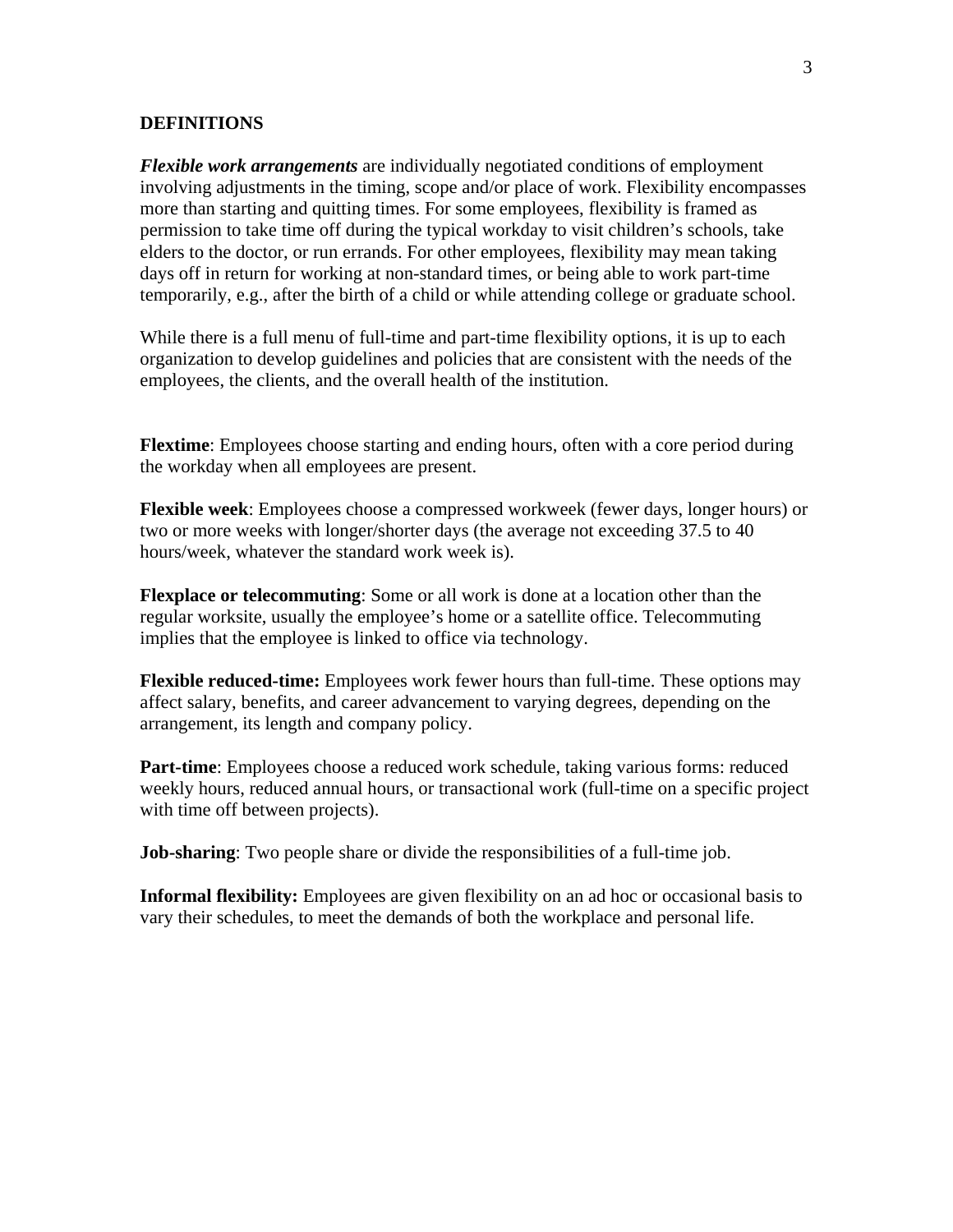## DEFINITIONS

***Flexible work arrangements*** are individually negotiated conditions of employment involving adjustments in the timing, scope and/or place of work. Flexibility encompasses more than starting and quitting times. For some employees, flexibility is framed as permission to take time off during the typical workday to visit children's schools, take elders to the doctor, or run errands. For other employees, flexibility may mean taking days off in return for working at non-standard times, or being able to work part-time temporarily, e.g., after the birth of a child or while attending college or graduate school.

While there is a full menu of full-time and part-time flexibility options, it is up to each organization to develop guidelines and policies that are consistent with the needs of the employees, the clients, and the overall health of the institution.

**Flextime**: Employees choose starting and ending hours, often with a core period during the workday when all employees are present.

**Flexible week**: Employees choose a compressed workweek (fewer days, longer hours) or two or more weeks with longer/shorter days (the average not exceeding 37.5 to 40 hours/week, whatever the standard work week is).

**Flexplace or telecommuting**: Some or all work is done at a location other than the regular worksite, usually the employee's home or a satellite office. Telecommuting implies that the employee is linked to office via technology.

**Flexible reduced-time:** Employees work fewer hours than full-time. These options may affect salary, benefits, and career advancement to varying degrees, depending on the arrangement, its length and company policy.

**Part-time**: Employees choose a reduced work schedule, taking various forms: reduced weekly hours, reduced annual hours, or transactional work (full-time on a specific project with time off between projects).

**Job-sharing**: Two people share or divide the responsibilities of a full-time job.

**Informal flexibility:** Employees are given flexibility on an ad hoc or occasional basis to vary their schedules, to meet the demands of both the workplace and personal life.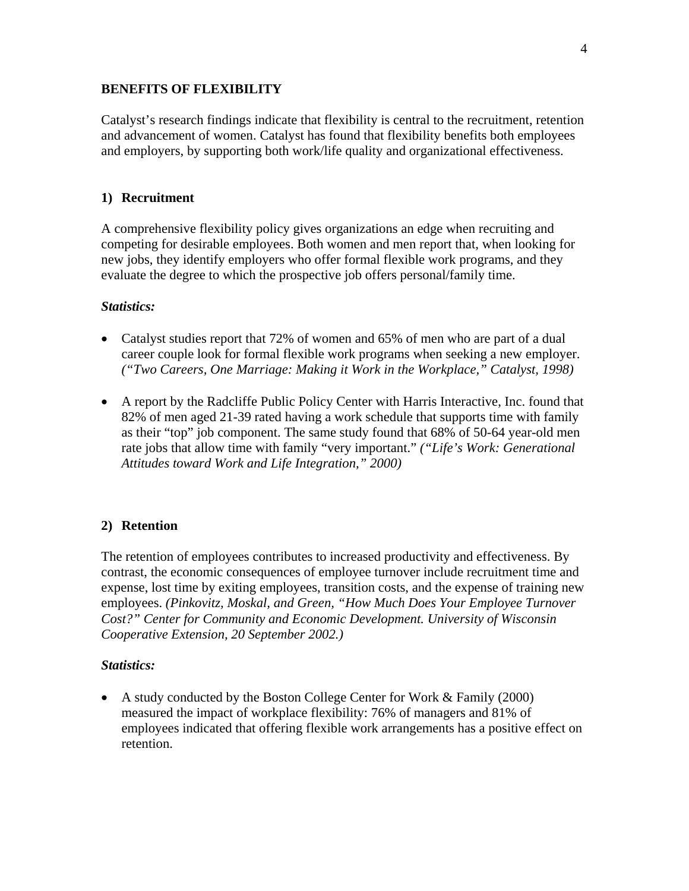## BENEFITS OF FLEXIBILITY

Catalyst's research findings indicate that flexibility is central to the recruitment, retention and advancement of women. Catalyst has found that flexibility benefits both employees and employers, by supporting both work/life quality and organizational effectiveness.

### 1) Recruitment

A comprehensive flexibility policy gives organizations an edge when recruiting and competing for desirable employees. Both women and men report that, when looking for new jobs, they identify employers who offer formal flexible work programs, and they evaluate the degree to which the prospective job offers personal/family time.

***Statistics:***

- Catalyst studies report that 72% of women and 65% of men who are part of a dual career couple look for formal flexible work programs when seeking a new employer. *("Two Careers, One Marriage: Making it Work in the Workplace," Catalyst, 1998)*

- A report by the Radcliffe Public Policy Center with Harris Interactive, Inc. found that 82% of men aged 21-39 rated having a work schedule that supports time with family as their "top" job component. The same study found that 68% of 50-64 year-old men rate jobs that allow time with family "very important." *("Life's Work: Generational Attitudes toward Work and Life Integration," 2000)*

### 2) Retention

The retention of employees contributes to increased productivity and effectiveness. By contrast, the economic consequences of employee turnover include recruitment time and expense, lost time by exiting employees, transition costs, and the expense of training new employees. *(Pinkovitz, Moskal, and Green, "How Much Does Your Employee Turnover Cost?" Center for Community and Economic Development. University of Wisconsin Cooperative Extension, 20 September 2002.)*

***Statistics:***

- A study conducted by the Boston College Center for Work & Family (2000) measured the impact of workplace flexibility: 76% of managers and 81% of employees indicated that offering flexible work arrangements has a positive effect on retention.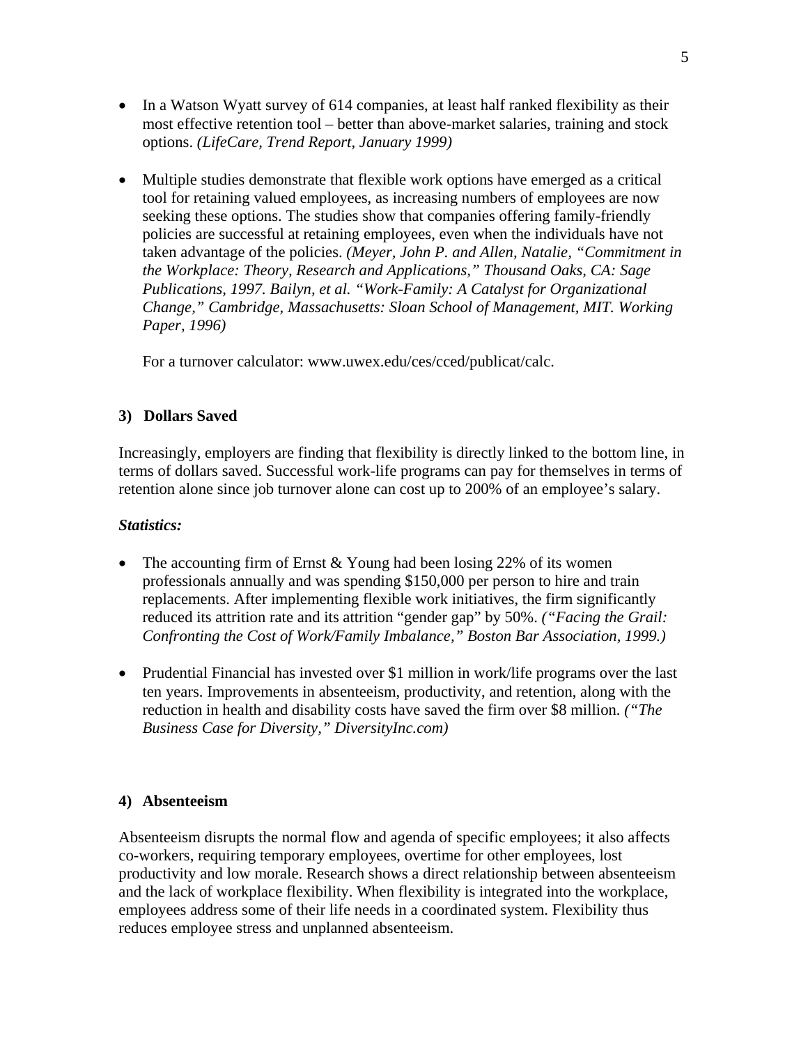- In a Watson Wyatt survey of 614 companies, at least half ranked flexibility as their most effective retention tool – better than above-market salaries, training and stock options. *(LifeCare, Trend Report, January 1999)*

- Multiple studies demonstrate that flexible work options have emerged as a critical tool for retaining valued employees, as increasing numbers of employees are now seeking these options. The studies show that companies offering family-friendly policies are successful at retaining employees, even when the individuals have not taken advantage of the policies. *(Meyer, John P. and Allen, Natalie, "Commitment in the Workplace: Theory, Research and Applications," Thousand Oaks, CA: Sage Publications, 1997. Bailyn, et al. "Work-Family: A Catalyst for Organizational Change," Cambridge, Massachusetts: Sloan School of Management, MIT. Working Paper, 1996)*

  For a turnover calculator: www.uwex.edu/ces/cced/publicat/calc.

### 3) Dollars Saved

Increasingly, employers are finding that flexibility is directly linked to the bottom line, in terms of dollars saved. Successful work-life programs can pay for themselves in terms of retention alone since job turnover alone can cost up to 200% of an employee's salary.

***Statistics:***

- The accounting firm of Ernst & Young had been losing 22% of its women professionals annually and was spending $150,000 per person to hire and train replacements. After implementing flexible work initiatives, the firm significantly reduced its attrition rate and its attrition "gender gap" by 50%. *("Facing the Grail: Confronting the Cost of Work/Family Imbalance," Boston Bar Association, 1999.)*

- Prudential Financial has invested over $1 million in work/life programs over the last ten years. Improvements in absenteeism, productivity, and retention, along with the reduction in health and disability costs have saved the firm over $8 million. *("The Business Case for Diversity," DiversityInc.com)*

### 4) Absenteeism

Absenteeism disrupts the normal flow and agenda of specific employees; it also affects co-workers, requiring temporary employees, overtime for other employees, lost productivity and low morale. Research shows a direct relationship between absenteeism and the lack of workplace flexibility. When flexibility is integrated into the workplace, employees address some of their life needs in a coordinated system. Flexibility thus reduces employee stress and unplanned absenteeism.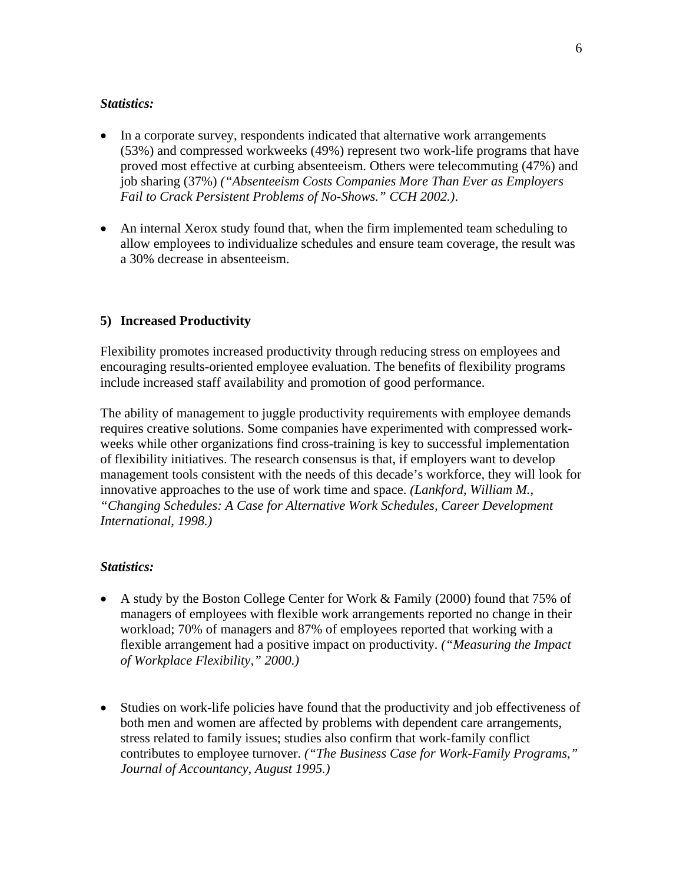***Statistics:***

- In a corporate survey, respondents indicated that alternative work arrangements (53%) and compressed workweeks (49%) represent two work-life programs that have proved most effective at curbing absenteeism. Others were telecommuting (47%) and job sharing (37%) *("Absenteeism Costs Companies More Than Ever as Employers Fail to Crack Persistent Problems of No-Shows." CCH 2002.)*.

- An internal Xerox study found that, when the firm implemented team scheduling to allow employees to individualize schedules and ensure team coverage, the result was a 30% decrease in absenteeism.

**5) Increased Productivity**

Flexibility promotes increased productivity through reducing stress on employees and encouraging results-oriented employee evaluation. The benefits of flexibility programs include increased staff availability and promotion of good performance.

The ability of management to juggle productivity requirements with employee demands requires creative solutions. Some companies have experimented with compressed work-weeks while other organizations find cross-training is key to successful implementation of flexibility initiatives. The research consensus is that, if employers want to develop management tools consistent with the needs of this decade's workforce, they will look for innovative approaches to the use of work time and space. *(Lankford, William M., "Changing Schedules: A Case for Alternative Work Schedules, Career Development International, 1998.)*

***Statistics:***

- A study by the Boston College Center for Work & Family (2000) found that 75% of managers of employees with flexible work arrangements reported no change in their workload; 70% of managers and 87% of employees reported that working with a flexible arrangement had a positive impact on productivity. *("Measuring the Impact of Workplace Flexibility," 2000.)*

- Studies on work-life policies have found that the productivity and job effectiveness of both men and women are affected by problems with dependent care arrangements, stress related to family issues; studies also confirm that work-family conflict contributes to employee turnover. *("The Business Case for Work-Family Programs," Journal of Accountancy, August 1995.)*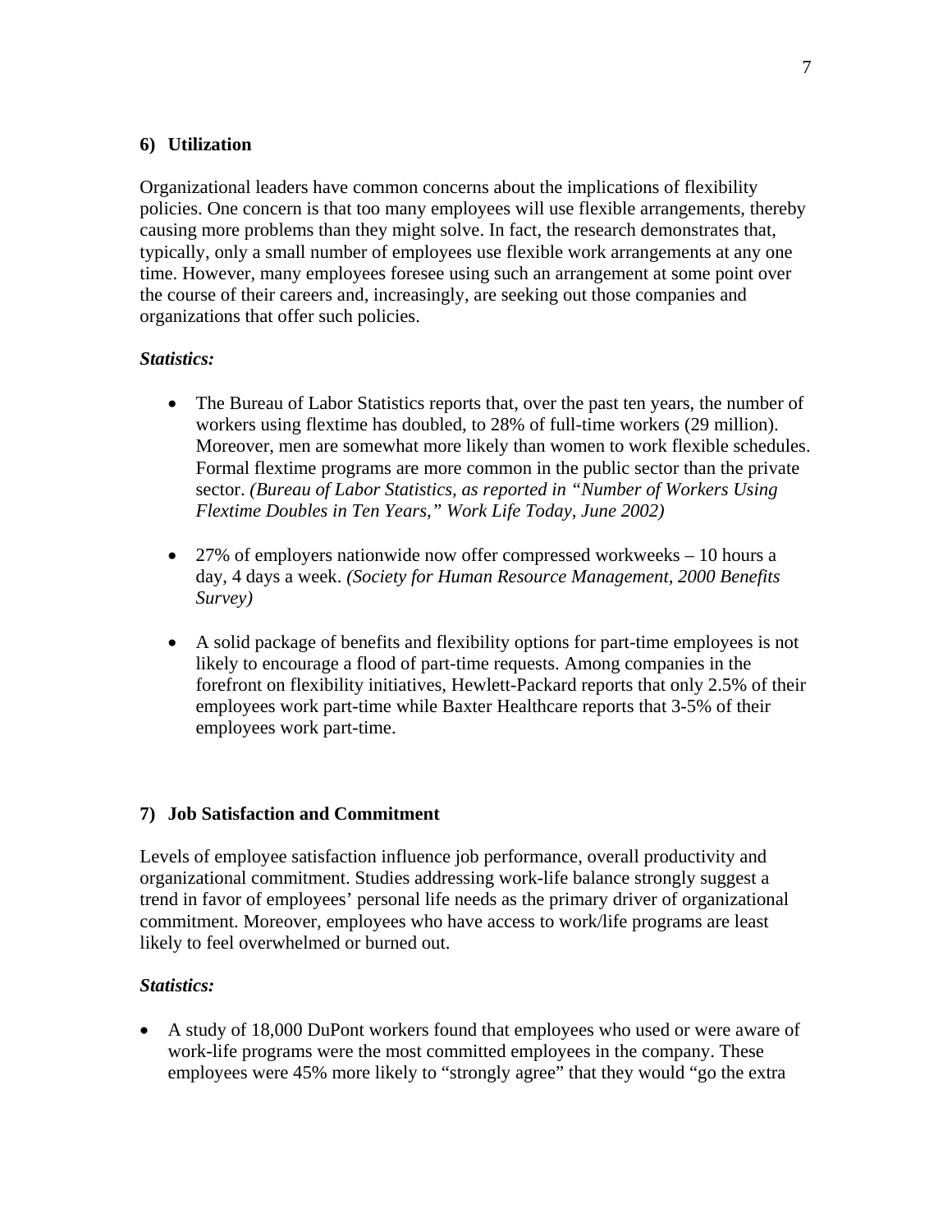### 6) Utilization

Organizational leaders have common concerns about the implications of flexibility policies. One concern is that too many employees will use flexible arrangements, thereby causing more problems than they might solve. In fact, the research demonstrates that, typically, only a small number of employees use flexible work arrangements at any one time. However, many employees foresee using such an arrangement at some point over the course of their careers and, increasingly, are seeking out those companies and organizations that offer such policies.

***Statistics:***

- The Bureau of Labor Statistics reports that, over the past ten years, the number of workers using flextime has doubled, to 28% of full-time workers (29 million). Moreover, men are somewhat more likely than women to work flexible schedules. Formal flextime programs are more common in the public sector than the private sector. *(Bureau of Labor Statistics, as reported in "Number of Workers Using Flextime Doubles in Ten Years," Work Life Today, June 2002)*

- 27% of employers nationwide now offer compressed workweeks – 10 hours a day, 4 days a week. *(Society for Human Resource Management, 2000 Benefits Survey)*

- A solid package of benefits and flexibility options for part-time employees is not likely to encourage a flood of part-time requests. Among companies in the forefront on flexibility initiatives, Hewlett-Packard reports that only 2.5% of their employees work part-time while Baxter Healthcare reports that 3-5% of their employees work part-time.

### 7) Job Satisfaction and Commitment

Levels of employee satisfaction influence job performance, overall productivity and organizational commitment. Studies addressing work-life balance strongly suggest a trend in favor of employees' personal life needs as the primary driver of organizational commitment. Moreover, employees who have access to work/life programs are least likely to feel overwhelmed or burned out.

***Statistics:***

- A study of 18,000 DuPont workers found that employees who used or were aware of work-life programs were the most committed employees in the company. These employees were 45% more likely to "strongly agree" that they would "go the extra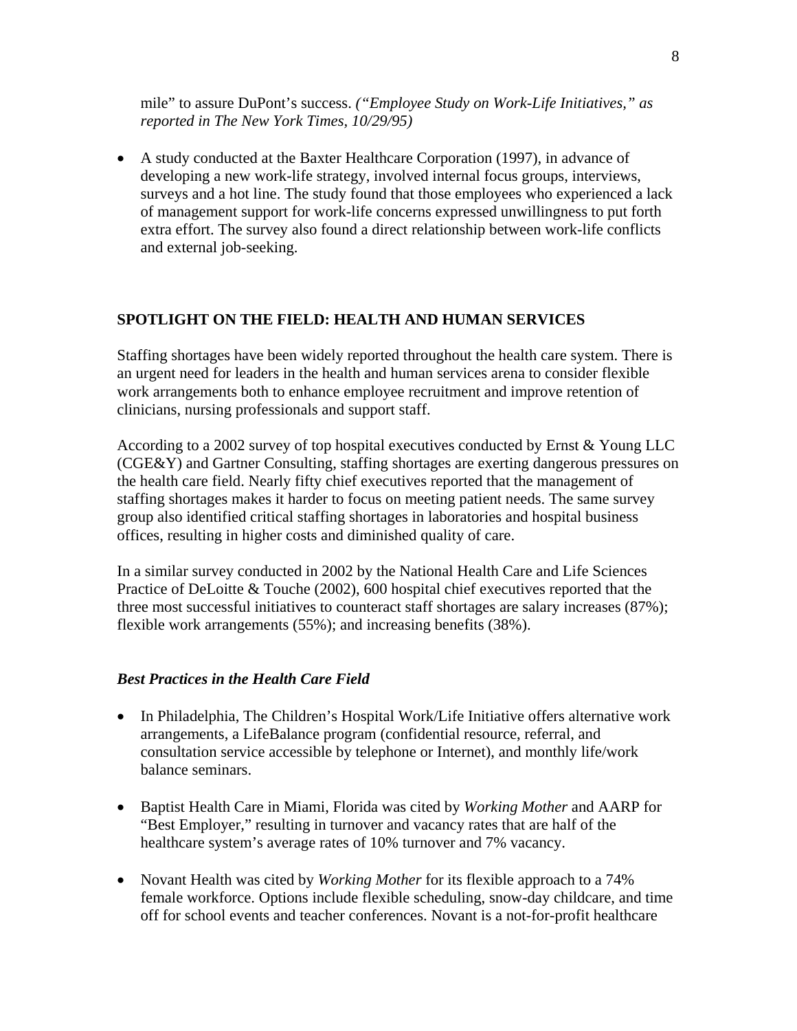mile" to assure DuPont's success. *("Employee Study on Work-Life Initiatives," as reported in The New York Times, 10/29/95)*

- A study conducted at the Baxter Healthcare Corporation (1997), in advance of developing a new work-life strategy, involved internal focus groups, interviews, surveys and a hot line. The study found that those employees who experienced a lack of management support for work-life concerns expressed unwillingness to put forth extra effort. The survey also found a direct relationship between work-life conflicts and external job-seeking.

## SPOTLIGHT ON THE FIELD: HEALTH AND HUMAN SERVICES

Staffing shortages have been widely reported throughout the health care system. There is an urgent need for leaders in the health and human services arena to consider flexible work arrangements both to enhance employee recruitment and improve retention of clinicians, nursing professionals and support staff.

According to a 2002 survey of top hospital executives conducted by Ernst & Young LLC (CGE&Y) and Gartner Consulting, staffing shortages are exerting dangerous pressures on the health care field. Nearly fifty chief executives reported that the management of staffing shortages makes it harder to focus on meeting patient needs. The same survey group also identified critical staffing shortages in laboratories and hospital business offices, resulting in higher costs and diminished quality of care.

In a similar survey conducted in 2002 by the National Health Care and Life Sciences Practice of DeLoitte & Touche (2002), 600 hospital chief executives reported that the three most successful initiatives to counteract staff shortages are salary increases (87%); flexible work arrangements (55%); and increasing benefits (38%).

### *Best Practices in the Health Care Field*

- In Philadelphia, The Children's Hospital Work/Life Initiative offers alternative work arrangements, a LifeBalance program (confidential resource, referral, and consultation service accessible by telephone or Internet), and monthly life/work balance seminars.
- Baptist Health Care in Miami, Florida was cited by *Working Mother* and AARP for "Best Employer," resulting in turnover and vacancy rates that are half of the healthcare system's average rates of 10% turnover and 7% vacancy.
- Novant Health was cited by *Working Mother* for its flexible approach to a 74% female workforce. Options include flexible scheduling, snow-day childcare, and time off for school events and teacher conferences. Novant is a not-for-profit healthcare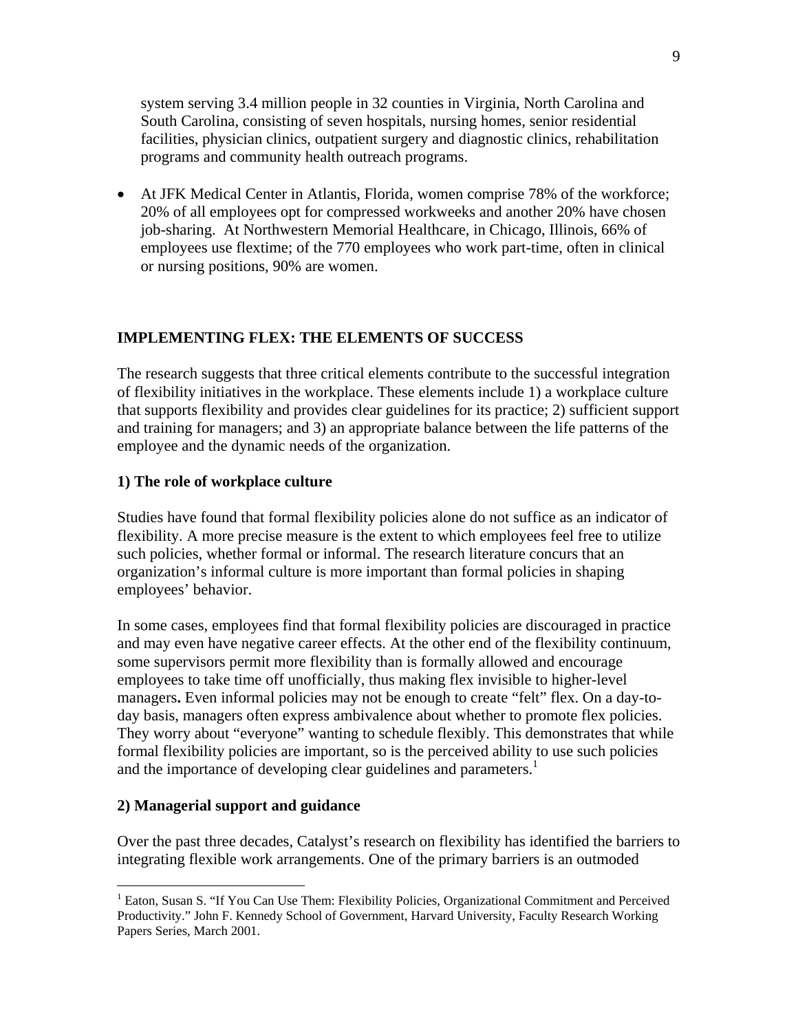system serving 3.4 million people in 32 counties in Virginia, North Carolina and South Carolina, consisting of seven hospitals, nursing homes, senior residential facilities, physician clinics, outpatient surgery and diagnostic clinics, rehabilitation programs and community health outreach programs.

- At JFK Medical Center in Atlantis, Florida, women comprise 78% of the workforce; 20% of all employees opt for compressed workweeks and another 20% have chosen job-sharing. At Northwestern Memorial Healthcare, in Chicago, Illinois, 66% of employees use flextime; of the 770 employees who work part-time, often in clinical or nursing positions, 90% are women.

## IMPLEMENTING FLEX: THE ELEMENTS OF SUCCESS

The research suggests that three critical elements contribute to the successful integration of flexibility initiatives in the workplace. These elements include 1) a workplace culture that supports flexibility and provides clear guidelines for its practice; 2) sufficient support and training for managers; and 3) an appropriate balance between the life patterns of the employee and the dynamic needs of the organization.

### 1) The role of workplace culture

Studies have found that formal flexibility policies alone do not suffice as an indicator of flexibility. A more precise measure is the extent to which employees feel free to utilize such policies, whether formal or informal. The research literature concurs that an organization's informal culture is more important than formal policies in shaping employees' behavior.

In some cases, employees find that formal flexibility policies are discouraged in practice and may even have negative career effects. At the other end of the flexibility continuum, some supervisors permit more flexibility than is formally allowed and encourage employees to take time off unofficially, thus making flex invisible to higher-level managers**.** Even informal policies may not be enough to create "felt" flex. On a day-to-day basis, managers often express ambivalence about whether to promote flex policies. They worry about "everyone" wanting to schedule flexibly. This demonstrates that while formal flexibility policies are important, so is the perceived ability to use such policies and the importance of developing clear guidelines and parameters.[1]

### 2) Managerial support and guidance

Over the past three decades, Catalyst's research on flexibility has identified the barriers to integrating flexible work arrangements. One of the primary barriers is an outmoded

---

[1] Eaton, Susan S. "If You Can Use Them: Flexibility Policies, Organizational Commitment and Perceived Productivity." John F. Kennedy School of Government, Harvard University, Faculty Research Working Papers Series, March 2001.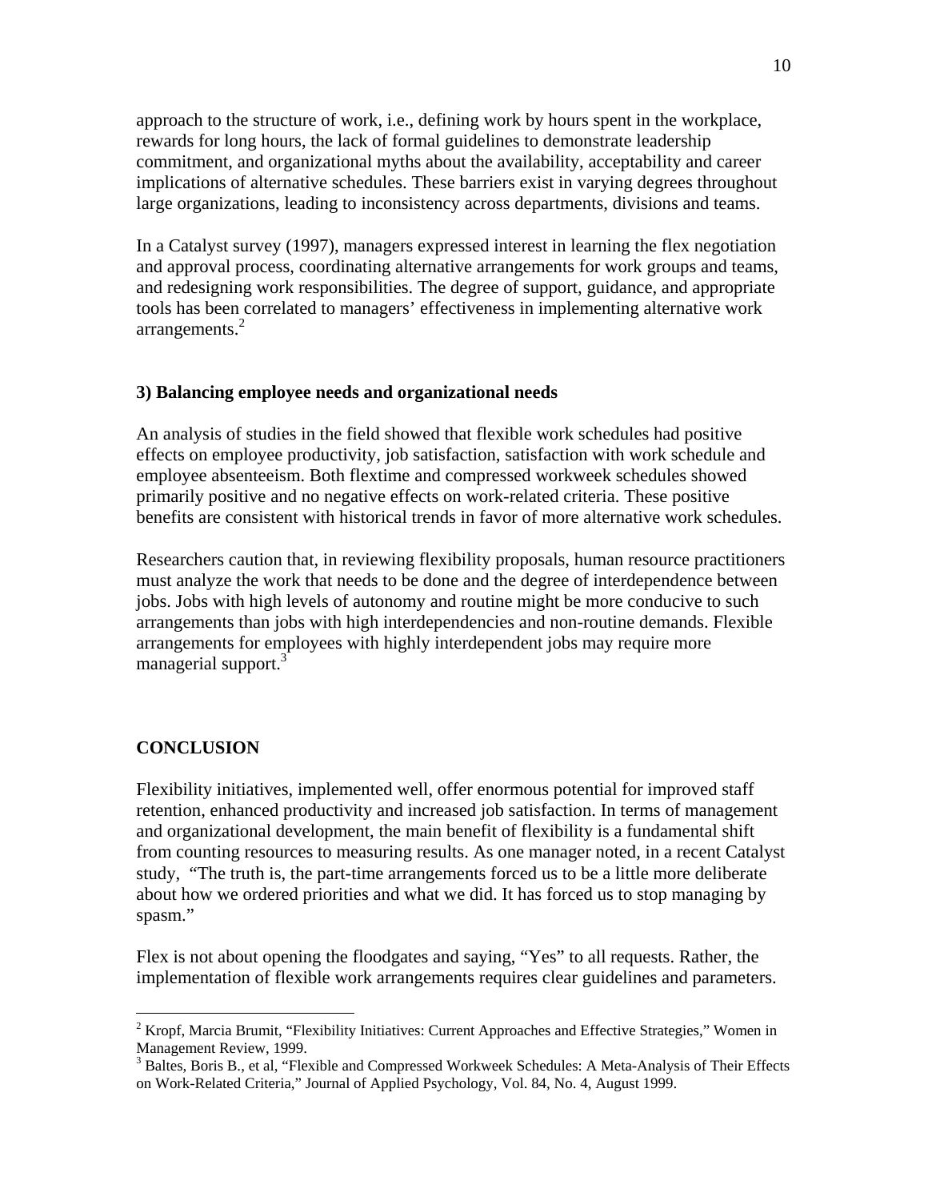approach to the structure of work, i.e., defining work by hours spent in the workplace, rewards for long hours, the lack of formal guidelines to demonstrate leadership commitment, and organizational myths about the availability, acceptability and career implications of alternative schedules. These barriers exist in varying degrees throughout large organizations, leading to inconsistency across departments, divisions and teams.

In a Catalyst survey (1997), managers expressed interest in learning the flex negotiation and approval process, coordinating alternative arrangements for work groups and teams, and redesigning work responsibilities. The degree of support, guidance, and appropriate tools has been correlated to managers' effectiveness in implementing alternative work arrangements.[2]

### 3) Balancing employee needs and organizational needs

An analysis of studies in the field showed that flexible work schedules had positive effects on employee productivity, job satisfaction, satisfaction with work schedule and employee absenteeism. Both flextime and compressed workweek schedules showed primarily positive and no negative effects on work-related criteria. These positive benefits are consistent with historical trends in favor of more alternative work schedules.

Researchers caution that, in reviewing flexibility proposals, human resource practitioners must analyze the work that needs to be done and the degree of interdependence between jobs. Jobs with high levels of autonomy and routine might be more conducive to such arrangements than jobs with high interdependencies and non-routine demands. Flexible arrangements for employees with highly interdependent jobs may require more managerial support.[3]

## CONCLUSION

Flexibility initiatives, implemented well, offer enormous potential for improved staff retention, enhanced productivity and increased job satisfaction. In terms of management and organizational development, the main benefit of flexibility is a fundamental shift from counting resources to measuring results. As one manager noted, in a recent Catalyst study, "The truth is, the part-time arrangements forced us to be a little more deliberate about how we ordered priorities and what we did. It has forced us to stop managing by spasm."

Flex is not about opening the floodgates and saying, "Yes" to all requests. Rather, the implementation of flexible work arrangements requires clear guidelines and parameters.

---

[2] Kropf, Marcia Brumit, "Flexibility Initiatives: Current Approaches and Effective Strategies," Women in Management Review, 1999.

[3] Baltes, Boris B., et al, "Flexible and Compressed Workweek Schedules: A Meta-Analysis of Their Effects on Work-Related Criteria," Journal of Applied Psychology, Vol. 84, No. 4, August 1999.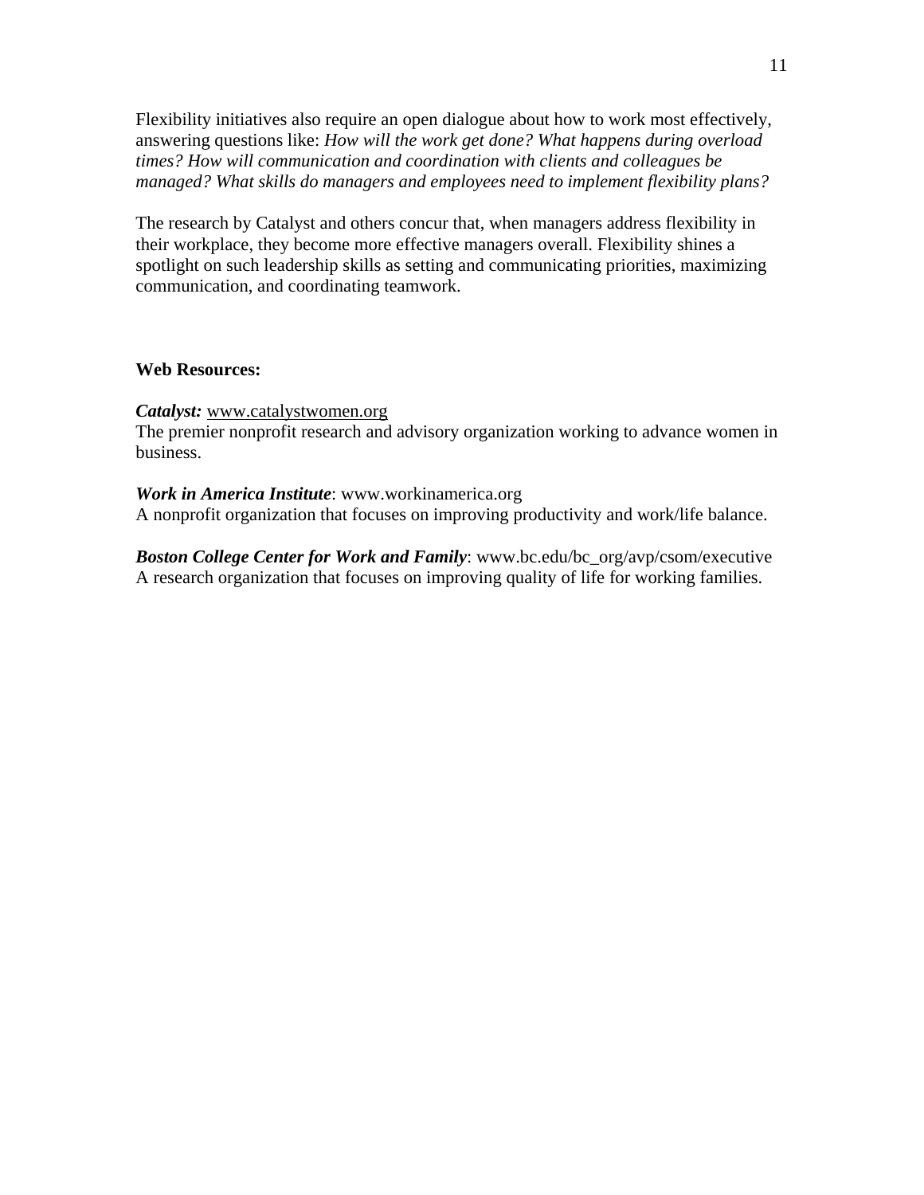Flexibility initiatives also require an open dialogue about how to work most effectively, answering questions like: *How will the work get done? What happens during overload times? How will communication and coordination with clients and colleagues be managed? What skills do managers and employees need to implement flexibility plans?*

The research by Catalyst and others concur that, when managers address flexibility in their workplace, they become more effective managers overall. Flexibility shines a spotlight on such leadership skills as setting and communicating priorities, maximizing communication, and coordinating teamwork.

**Web Resources:**

***Catalyst:*** www.catalystwomen.org
The premier nonprofit research and advisory organization working to advance women in business.

***Work in America Institute***: www.workinamerica.org
A nonprofit organization that focuses on improving productivity and work/life balance.

***Boston College Center for Work and Family***: www.bc.edu/bc_org/avp/csom/executive
A research organization that focuses on improving quality of life for working families.